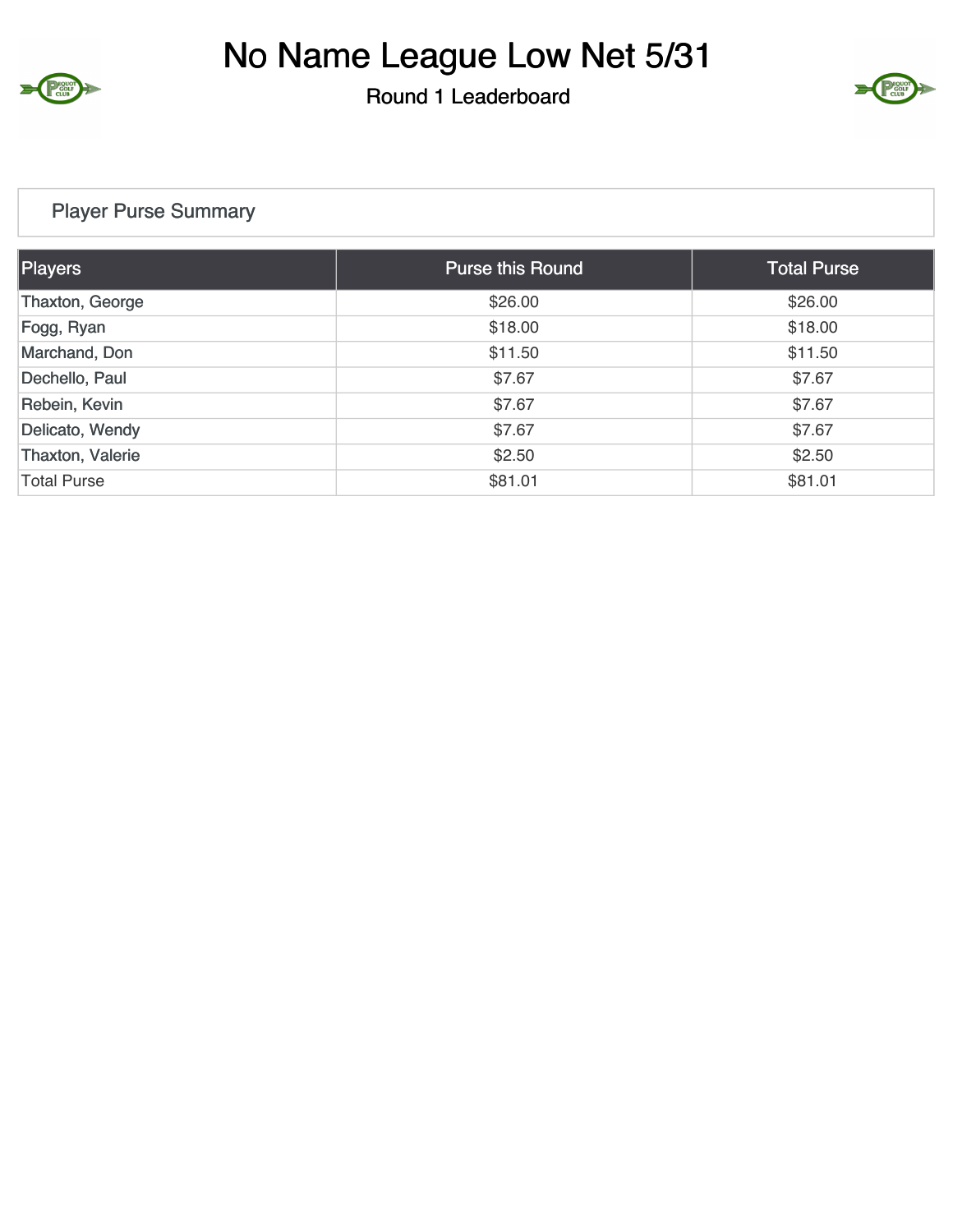# No Name League Low Net 5/31

Round 1 Leaderboard

## Player Purse Summary

| Players | Purse this Round | Total Purse |
|---|---|---|
| Thaxton, George | $26.00 | $26.00 |
| Fogg, Ryan | $18.00 | $18.00 |
| Marchand, Don | $11.50 | $11.50 |
| Dechello, Paul | $7.67 | $7.67 |
| Rebein, Kevin | $7.67 | $7.67 |
| Delicato, Wendy | $7.67 | $7.67 |
| Thaxton, Valerie | $2.50 | $2.50 |
| Total Purse | $81.01 | $81.01 |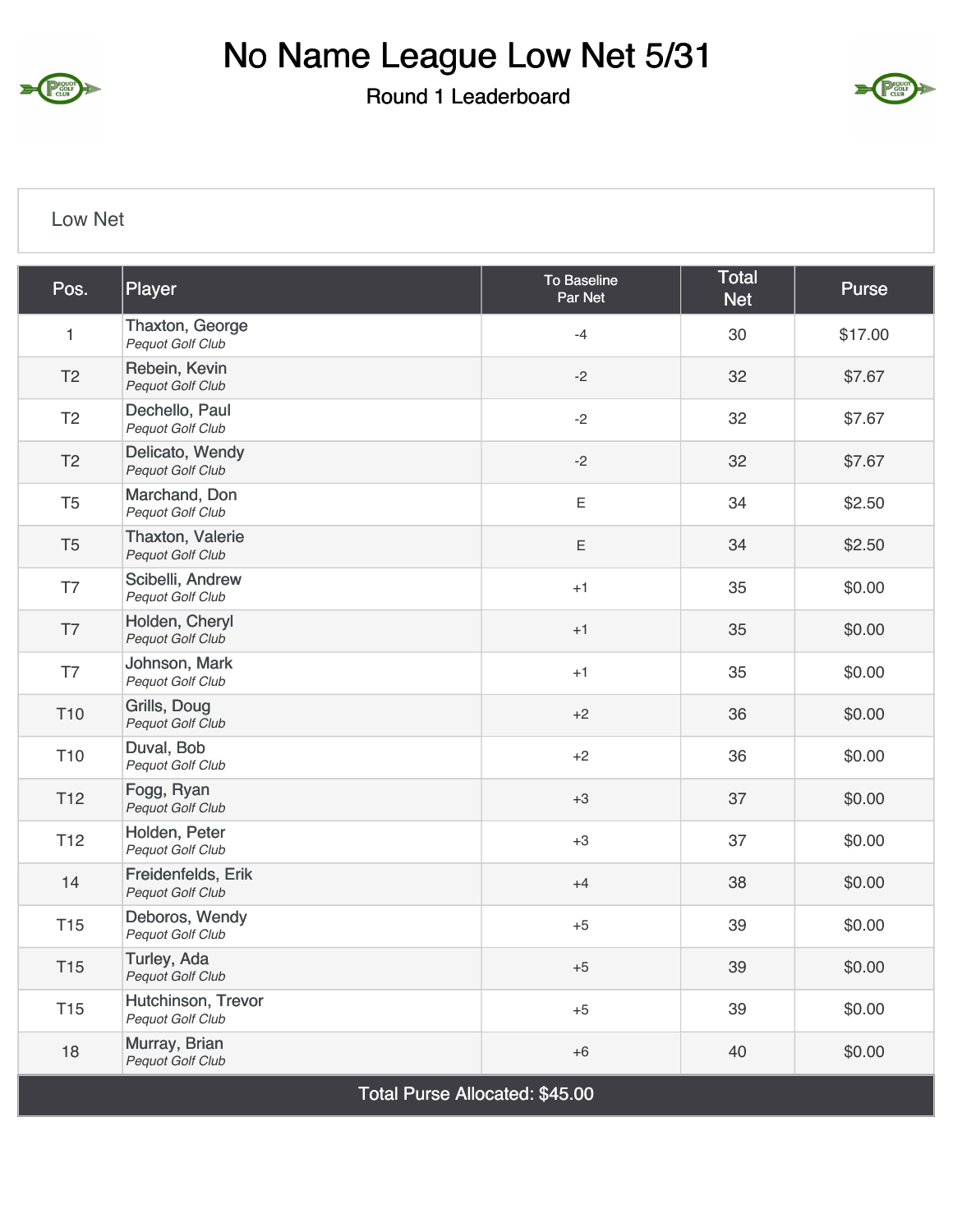# No Name League Low Net 5/31

Round 1 Leaderboard

## Low Net

| Pos. | Player | To Baseline Par Net | Total Net | Purse |
|---|---|---|---|---|
| 1 | Thaxton, George *Pequot Golf Club* | -4 | 30 | $17.00 |
| T2 | Rebein, Kevin *Pequot Golf Club* | -2 | 32 | $7.67 |
| T2 | Dechello, Paul *Pequot Golf Club* | -2 | 32 | $7.67 |
| T2 | Delicato, Wendy *Pequot Golf Club* | -2 | 32 | $7.67 |
| T5 | Marchand, Don *Pequot Golf Club* | E | 34 | $2.50 |
| T5 | Thaxton, Valerie *Pequot Golf Club* | E | 34 | $2.50 |
| T7 | Scibelli, Andrew *Pequot Golf Club* | +1 | 35 | $0.00 |
| T7 | Holden, Cheryl *Pequot Golf Club* | +1 | 35 | $0.00 |
| T7 | Johnson, Mark *Pequot Golf Club* | +1 | 35 | $0.00 |
| T10 | Grills, Doug *Pequot Golf Club* | +2 | 36 | $0.00 |
| T10 | Duval, Bob *Pequot Golf Club* | +2 | 36 | $0.00 |
| T12 | Fogg, Ryan *Pequot Golf Club* | +3 | 37 | $0.00 |
| T12 | Holden, Peter *Pequot Golf Club* | +3 | 37 | $0.00 |
| 14 | Freidenfelds, Erik *Pequot Golf Club* | +4 | 38 | $0.00 |
| T15 | Deboros, Wendy *Pequot Golf Club* | +5 | 39 | $0.00 |
| T15 | Turley, Ada *Pequot Golf Club* | +5 | 39 | $0.00 |
| T15 | Hutchinson, Trevor *Pequot Golf Club* | +5 | 39 | $0.00 |
| 18 | Murray, Brian *Pequot Golf Club* | +6 | 40 | $0.00 |
| Total Purse Allocated: $45.00 | | | | |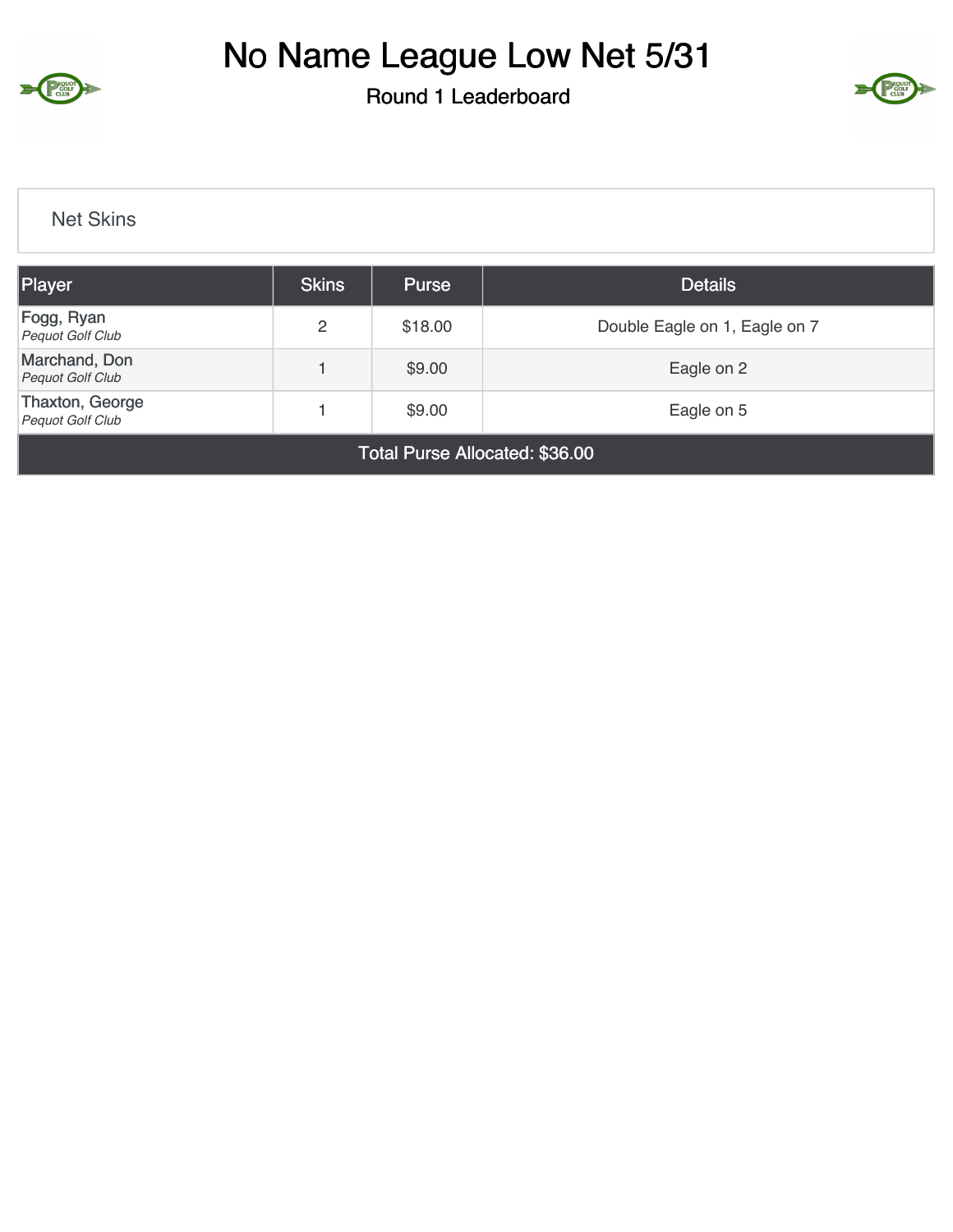# No Name League Low Net 5/31

Round 1 Leaderboard

Net Skins

| Player | Skins | Purse | Details |
| --- | --- | --- | --- |
| Fogg, Ryan *Pequot Golf Club* | 2 | $18.00 | Double Eagle on 1, Eagle on 7 |
| Marchand, Don *Pequot Golf Club* | 1 | $9.00 | Eagle on 2 |
| Thaxton, George *Pequot Golf Club* | 1 | $9.00 | Eagle on 5 |
| Total Purse Allocated: $36.00 | | | |